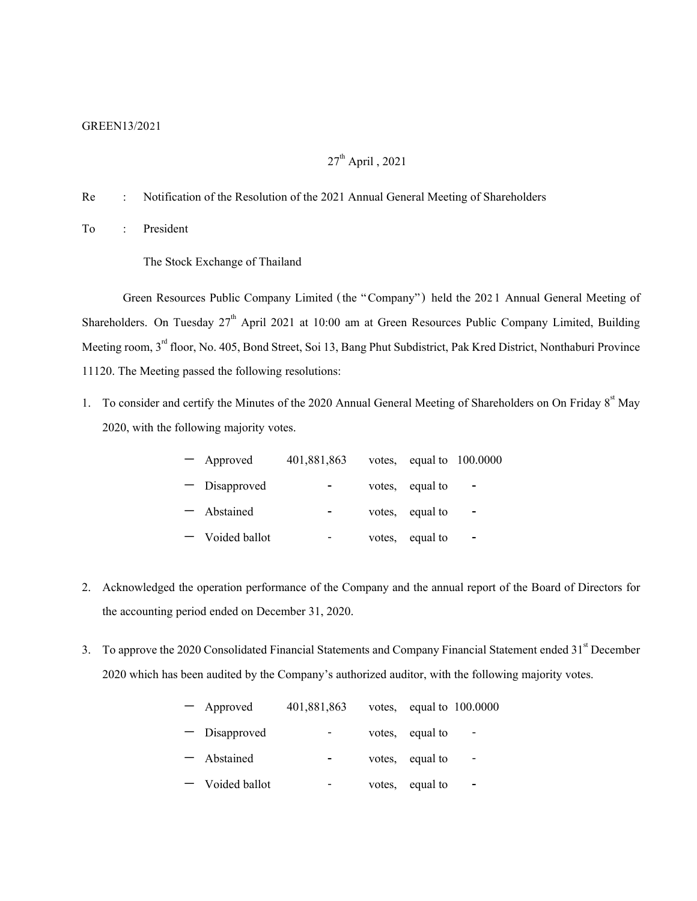GREEN13/2021

27th April , 2021

Re : Notification of the Resolution of the 2021 Annual General Meeting of Shareholders

To : President

The Stock Exchange of Thailand

Green Resources Public Company Limited (the "Company") held the 2021 Annual General Meeting of Shareholders. On Tuesday 27th April 2021 at 10:00 am at Green Resources Public Company Limited, Building Meeting room, 3rd floor, No. 405, Bond Street, Soi 13, Bang Phut Subdistrict, Pak Kred District, Nonthaburi Province 11120. The Meeting passed the following resolutions:

1. To consider and certify the Minutes of the 2020 Annual General Meeting of Shareholders on On Friday 8st May 2020, with the following majority votes.

| | | | | |
|---|---|---|---|---|
| – Approved | 401,881,863 | votes, | equal to | 100.0000 |
| – Disapproved | - | votes, | equal to | - |
| – Abstained | - | votes, | equal to | - |
| – Voided ballot | - | votes, | equal to | - |

2. Acknowledged the operation performance of the Company and the annual report of the Board of Directors for the accounting period ended on December 31, 2020.

3. To approve the 2020 Consolidated Financial Statements and Company Financial Statement ended 31st December 2020 which has been audited by the Company's authorized auditor, with the following majority votes.

| | | | | |
|---|---|---|---|---|
| – Approved | 401,881,863 | votes, | equal to | 100.0000 |
| – Disapproved | - | votes, | equal to | - |
| – Abstained | - | votes, | equal to | - |
| – Voided ballot | - | votes, | equal to | - |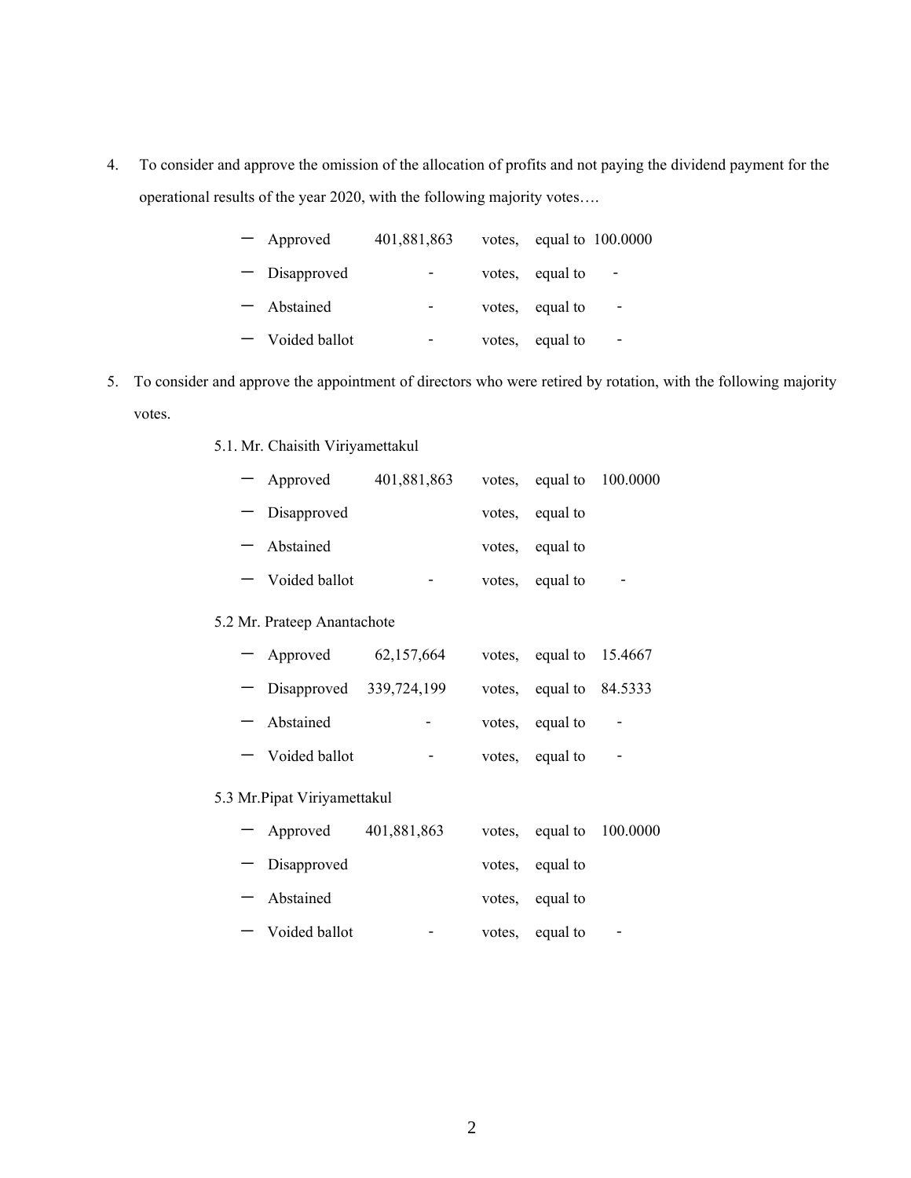4. To consider and approve the omission of the allocation of profits and not paying the dividend payment for the operational results of the year 2020, with the following majority votes….

| | | | | |
|---|---|---|---|---|
| — Approved | 401,881,863 | votes, | equal to | 100.0000 |
| — Disapproved | - | votes, | equal to | - |
| — Abstained | - | votes, | equal to | - |
| — Voided ballot | - | votes, | equal to | - |

5. To consider and approve the appointment of directors who were retired by rotation, with the following majority votes.

5.1. Mr. Chaisith Viriyamettakul

| | | | | |
|---|---|---|---|---|
| — Approved | 401,881,863 | votes, | equal to | 100.0000 |
| — Disapproved | | votes, | equal to | |
| — Abstained | | votes, | equal to | |
| — Voided ballot | - | votes, | equal to | - |

5.2 Mr. Prateep Anantachote

| | | | | |
|---|---|---|---|---|
| — Approved | 62,157,664 | votes, | equal to | 15.4667 |
| — Disapproved | 339,724,199 | votes, | equal to | 84.5333 |
| — Abstained | - | votes, | equal to | - |
| — Voided ballot | - | votes, | equal to | - |

5.3 Mr.Pipat Viriyamettakul

| | | | | |
|---|---|---|---|---|
| — Approved | 401,881,863 | votes, | equal to | 100.0000 |
| — Disapproved | | votes, | equal to | |
| — Abstained | | votes, | equal to | |
| — Voided ballot | - | votes, | equal to | - |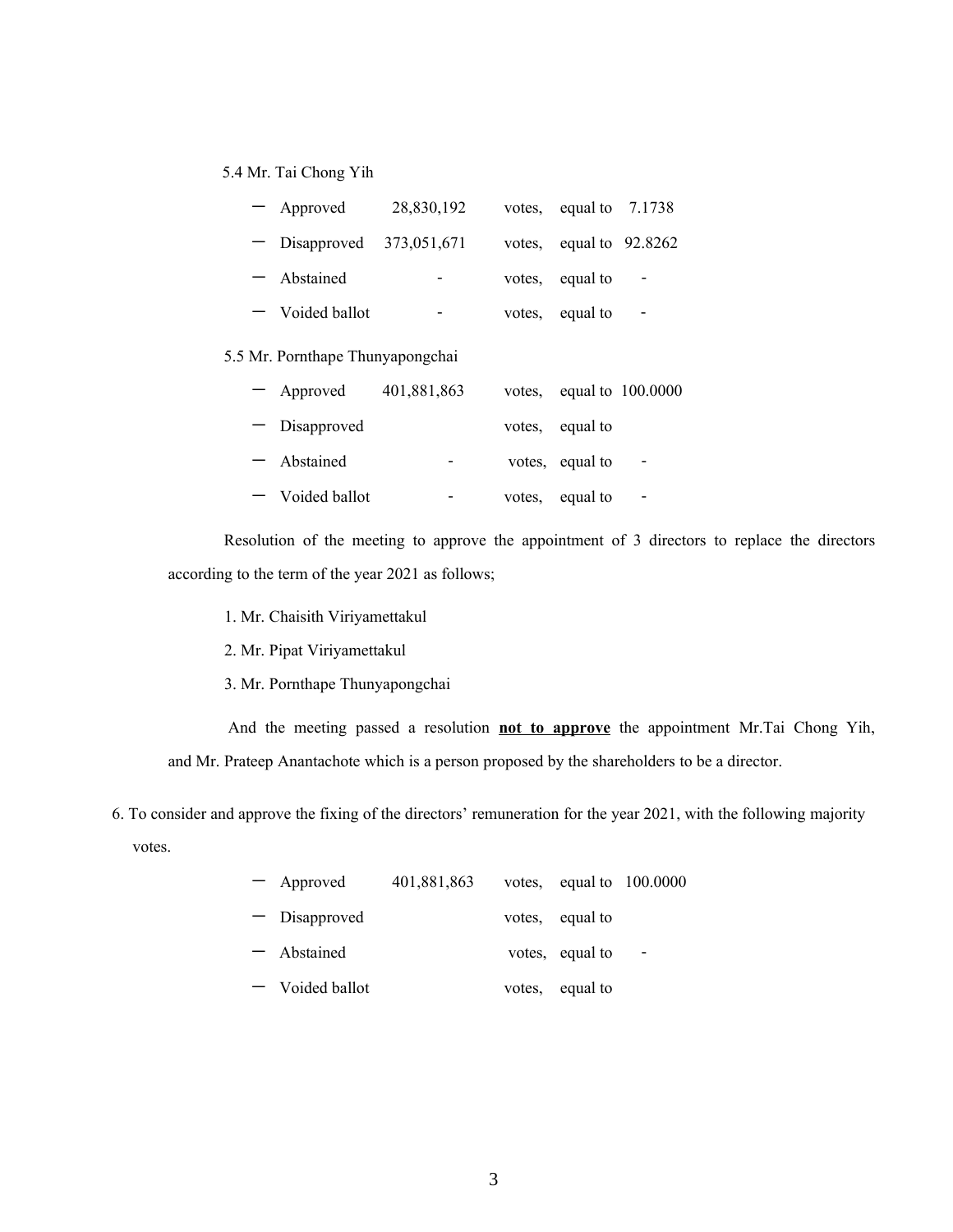5.4 Mr. Tai Chong Yih

| | | | | |
|---|---|---|---|---|
| – Approved | 28,830,192 | votes, | equal to | 7.1738 |
| – Disapproved | 373,051,671 | votes, | equal to | 92.8262 |
| – Abstained | - | votes, | equal to | - |
| – Voided ballot | - | votes, | equal to | - |

5.5 Mr. Pornthape Thunyapongchai

| | | | | |
|---|---|---|---|---|
| – Approved | 401,881,863 | votes, | equal to | 100.0000 |
| – Disapproved | | votes, | equal to | |
| – Abstained | - | votes, | equal to | - |
| – Voided ballot | - | votes, | equal to | - |

Resolution of the meeting to approve the appointment of 3 directors to replace the directors according to the term of the year 2021 as follows;

1. Mr. Chaisith Viriyamettakul
2. Mr. Pipat Viriyamettakul
3. Mr. Pornthape Thunyapongchai

And the meeting passed a resolution **not to approve** the appointment Mr.Tai Chong Yih, and Mr. Prateep Anantachote which is a person proposed by the shareholders to be a director.

6. To consider and approve the fixing of the directors' remuneration for the year 2021, with the following majority votes.

| | | | | |
|---|---|---|---|---|
| – Approved | 401,881,863 | votes, | equal to | 100.0000 |
| – Disapproved | | votes, | equal to | |
| – Abstained | | votes, | equal to | - |
| – Voided ballot | | votes, | equal to | |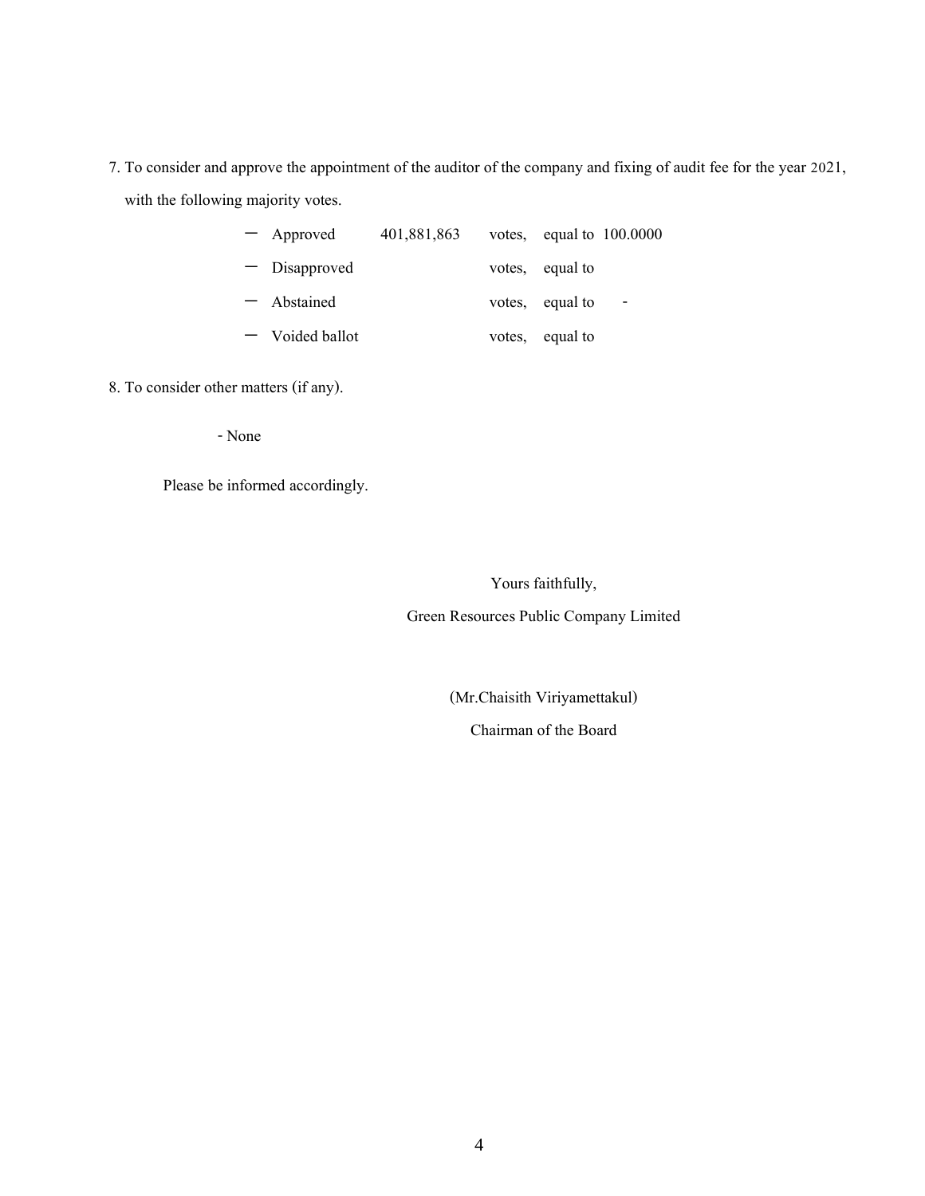7. To consider and approve the appointment of the auditor of the company and fixing of audit fee for the year 2021, with the following majority votes.

| | | | | |
|---|---|---|---|---|
| – Approved | 401,881,863 | votes, | equal to | 100.0000 |
| – Disapproved | | votes, | equal to | |
| – Abstained | | votes, | equal to | - |
| – Voided ballot | | votes, | equal to | |

8. To consider other matters (if any).

- None

Please be informed accordingly.

Yours faithfully,

Green Resources Public Company Limited

(Mr.Chaisith Viriyamettakul)

Chairman of the Board